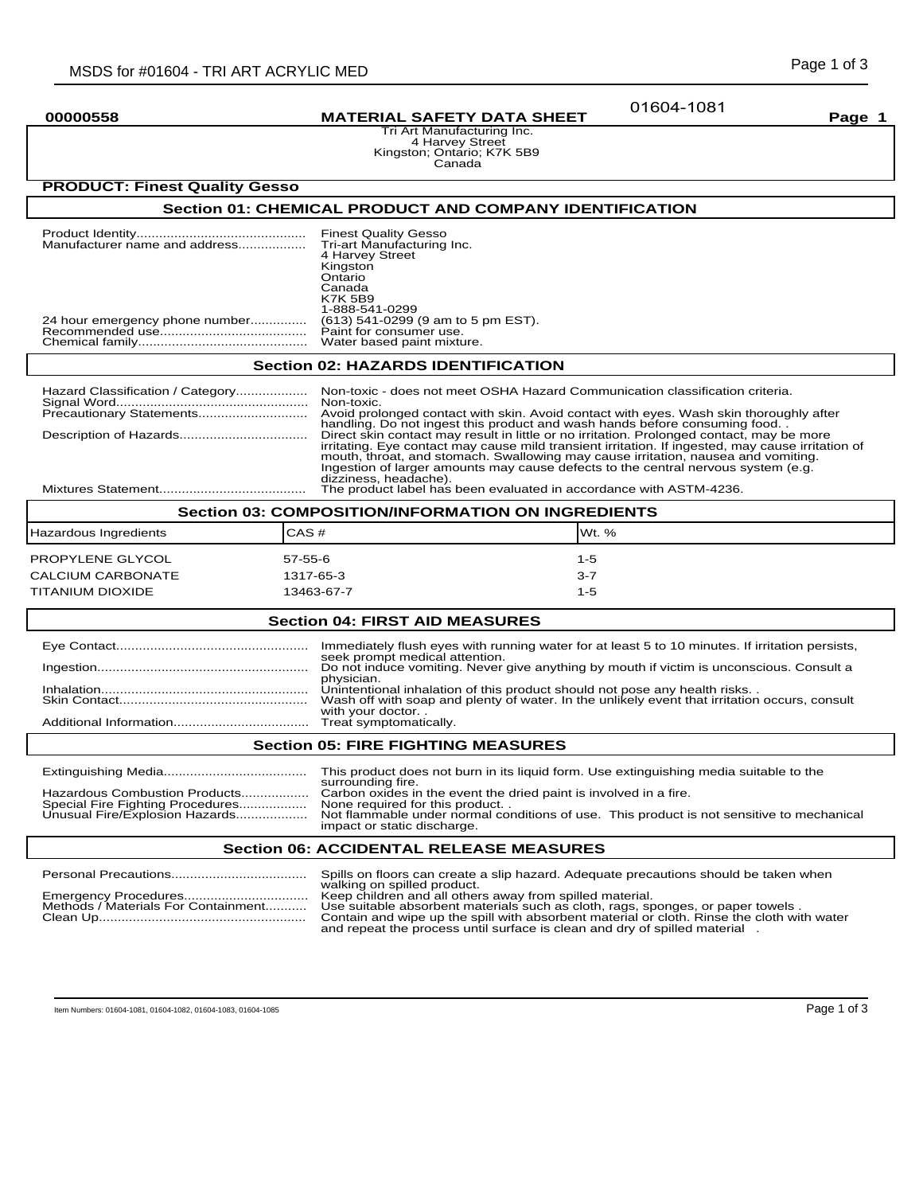**00000558** **MATERIAL SAFETY DATA SHEET** 01604-1081 **Page 1**

Tri Art Manufacturing Inc.
4 Harvey Street
Kingston; Ontario; K7K 5B9
Canada

**PRODUCT: Finest Quality Gesso**

## Section 01: CHEMICAL PRODUCT AND COMPANY IDENTIFICATION

| | |
|---|---|
| Product Identity | Finest Quality Gesso |
| Manufacturer name and address | Tri-art Manufacturing Inc.<br>4 Harvey Street<br>Kingston<br>Ontario<br>Canada<br>K7K 5B9<br>1-888-541-0299 |
| 24 hour emergency phone number | (613) 541-0299 (9 am to 5 pm EST). |
| Recommended use | Paint for consumer use. |
| Chemical family | Water based paint mixture. |

## Section 02: HAZARDS IDENTIFICATION

| | |
|---|---|
| Hazard Classification / Category | Non-toxic - does not meet OSHA Hazard Communication classification criteria. |
| Signal Word | Non-toxic. |
| Precautionary Statements | Avoid prolonged contact with skin. Avoid contact with eyes. Wash skin thoroughly after handling. Do not ingest this product and wash hands before consuming food. . |
| Description of Hazards | Direct skin contact may result in little or no irritation. Prolonged contact, may be more irritating. Eye contact may cause mild transient irritation. If ingested, may cause irritation of mouth, throat, and stomach. Swallowing may cause irritation, nausea and vomiting. Ingestion of larger amounts may cause defects to the central nervous system (e.g. dizziness, headache). |
| Mixtures Statement | The product label has been evaluated in accordance with ASTM-4236. |

## Section 03: COMPOSITION/INFORMATION ON INGREDIENTS

| Hazardous Ingredients | CAS # | Wt. % |
|---|---|---|
| PROPYLENE GLYCOL | 57-55-6 | 1-5 |
| CALCIUM CARBONATE | 1317-65-3 | 3-7 |
| TITANIUM DIOXIDE | 13463-67-7 | 1-5 |

## Section 04: FIRST AID MEASURES

| | |
|---|---|
| Eye Contact | Immediately flush eyes with running water for at least 5 to 10 minutes. If irritation persists, seek prompt medical attention. |
| Ingestion | Do not induce vomiting. Never give anything by mouth if victim is unconscious. Consult a physician. |
| Inhalation | Unintentional inhalation of this product should not pose any health risks. . |
| Skin Contact | Wash off with soap and plenty of water. In the unlikely event that irritation occurs, consult with your doctor. . |
| Additional Information | Treat symptomatically. |

## Section 05: FIRE FIGHTING MEASURES

| | |
|---|---|
| Extinguishing Media | This product does not burn in its liquid form. Use extinguishing media suitable to the surrounding fire. |
| Hazardous Combustion Products | Carbon oxides in the event the dried paint is involved in a fire. |
| Special Fire Fighting Procedures | None required for this product. . |
| Unusual Fire/Explosion Hazards | Not flammable under normal conditions of use. This product is not sensitive to mechanical impact or static discharge. |

## Section 06: ACCIDENTAL RELEASE MEASURES

| | |
|---|---|
| Personal Precautions | Spills on floors can create a slip hazard. Adequate precautions should be taken when walking on spilled product. |
| Emergency Procedures | Keep children and all others away from spilled material. |
| Methods / Materials For Containment | Use suitable absorbent materials such as cloth, rags, sponges, or paper towels . |
| Clean Up | Contain and wipe up the spill with absorbent material or cloth. Rinse the cloth with water and repeat the process until surface is clean and dry of spilled material . |

Item Numbers: 01604-1081, 01604-1082, 01604-1083, 01604-1085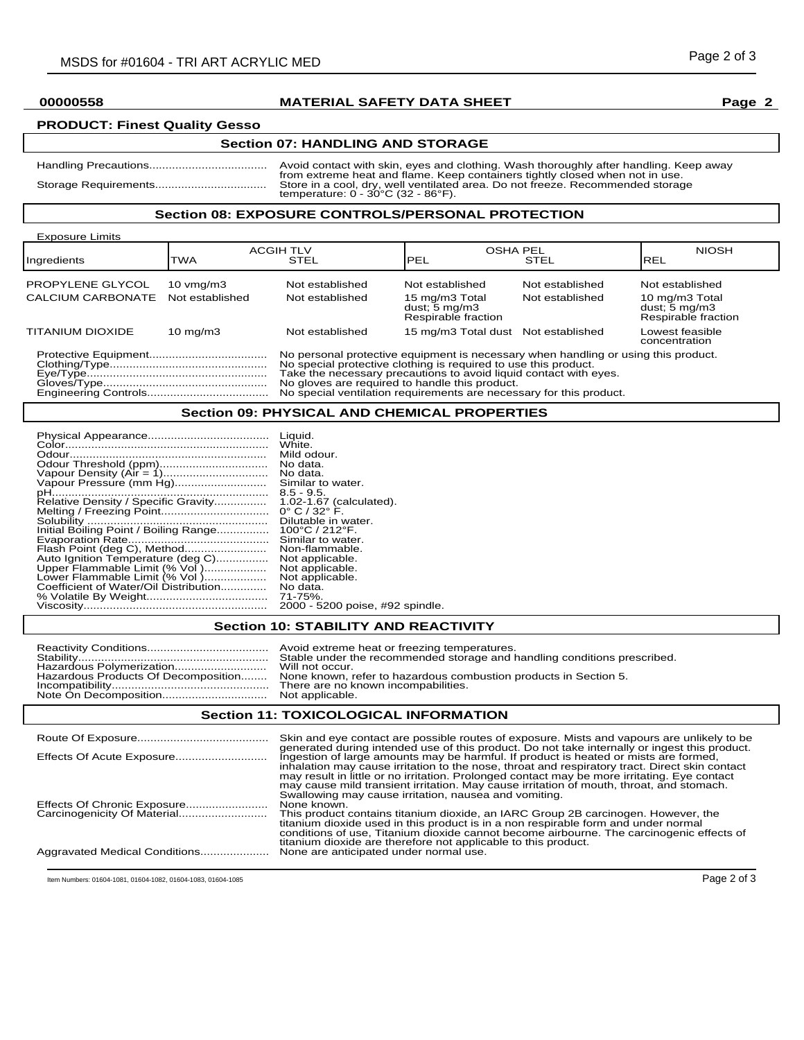**00000558** **MATERIAL SAFETY DATA SHEET** **Page 2**

**PRODUCT: Finest Quality Gesso**

## Section 07: HANDLING AND STORAGE

Handling Precautions.................................... Avoid contact with skin, eyes and clothing. Wash thoroughly after handling. Keep away from extreme heat and flame. Keep containers tightly closed when not in use.

Storage Requirements.................................. Store in a cool, dry, well ventilated area. Do not freeze. Recommended storage temperature: 0 - 30°C (32 - 86°F).

## Section 08: EXPOSURE CONTROLS/PERSONAL PROTECTION

Exposure Limits

| Ingredients | ACGIH TLV TWA | ACGIH TLV STEL | OSHA PEL PEL | OSHA PEL STEL | NIOSH REL |
|---|---|---|---|---|---|
| PROPYLENE GLYCOL | 10 vmg/m3 | Not established | Not established | Not established | Not established |
| CALCIUM CARBONATE | Not established | Not established | 15 mg/m3 Total dust; 5 mg/m3 Respirable fraction | Not established | 10 mg/m3 Total dust; 5 mg/m3 Respirable fraction |
| TITANIUM DIOXIDE | 10 mg/m3 | Not established | 15 mg/m3 Total dust | Not established | Lowest feasible concentration |

Protective Equipment.................................... No personal protective equipment is necessary when handling or using this product.
Clothing/Type............................................... No special protective clothing is required to use this product.
Eye/Type...................................................... Take the necessary precautions to avoid liquid contact with eyes.
Gloves/Type.................................................. No gloves are required to handle this product.
Engineering Controls..................................... No special ventilation requirements are necessary for this product.

## Section 09: PHYSICAL AND CHEMICAL PROPERTIES

Physical Appearance..................................... Liquid.
Color............................................................. White.
Odour............................................................ Mild odour.
Odour Threshold (ppm)................................. No data.
Vapour Density (Air = 1)................................ No data.
Vapour Pressure (mm Hg)............................. Similar to water.
pH................................................................. 8.5 - 9.5.
Relative Density / Specific Gravity................ 1.02-1.67 (calculated).
Melting / Freezing Point................................. 0° C / 32° F.
Solubility ....................................................... Dilutable in water.
Initial Boiling Point / Boiling Range................ 100°C / 212°F.
Evaporation Rate........................................... Similar to water.
Flash Point (deg C), Method.......................... Non-flammable.
Auto Ignition Temperature (deg C)................ Not applicable.
Upper Flammable Limit (% Vol )................... Not applicable.
Lower Flammable Limit (% Vol )................... Not applicable.
Coefficient of Water/Oil Distribution.............. No data.
% Volatile By Weight..................................... 71-75%.
Viscosity........................................................ 2000 - 5200 poise, #92 spindle.

## Section 10: STABILITY AND REACTIVITY

Reactivity Conditions..................................... Avoid extreme heat or freezing temperatures.
Stability......................................................... Stable under the recommended storage and handling conditions prescribed.
Hazardous Polymerization............................. Will not occur.
Hazardous Products Of Decomposition........ None known, refer to hazardous combustion products in Section 5.
Incompatibility............................................... There are no known incompatibilities.
Note On Decomposition................................ Not applicable.

## Section 11: TOXICOLOGICAL INFORMATION

Route Of Exposure........................................ Skin and eye contact are possible routes of exposure. Mists and vapours are unlikely to be generated during intended use of this product. Do not take internally or ingest this product.

Effects Of Acute Exposure............................ Ingestion of large amounts may be harmful. If product is heated or mists are formed, inhalation may cause irritation to the nose, throat and respiratory tract. Direct skin contact may result in little or no irritation. Prolonged contact may be more irritating. Eye contact may cause mild transient irritation. May cause irritation of mouth, throat, and stomach. Swallowing may cause irritation, nausea and vomiting.

Effects Of Chronic Exposure......................... None known.

Carcinogenicity Of Material........................... This product contains titanium dioxide, an IARC Group 2B carcinogen. However, the titanium dioxide used in this product is in a non respirable form and under normal conditions of use, Titanium dioxide cannot become airbourne. The carcinogenic effects of titanium dioxide are therefore not applicable to this product.

Aggravated Medical Conditions..................... None are anticipated under normal use.

Item Numbers: 01604-1081, 01604-1082, 01604-1083, 01604-1085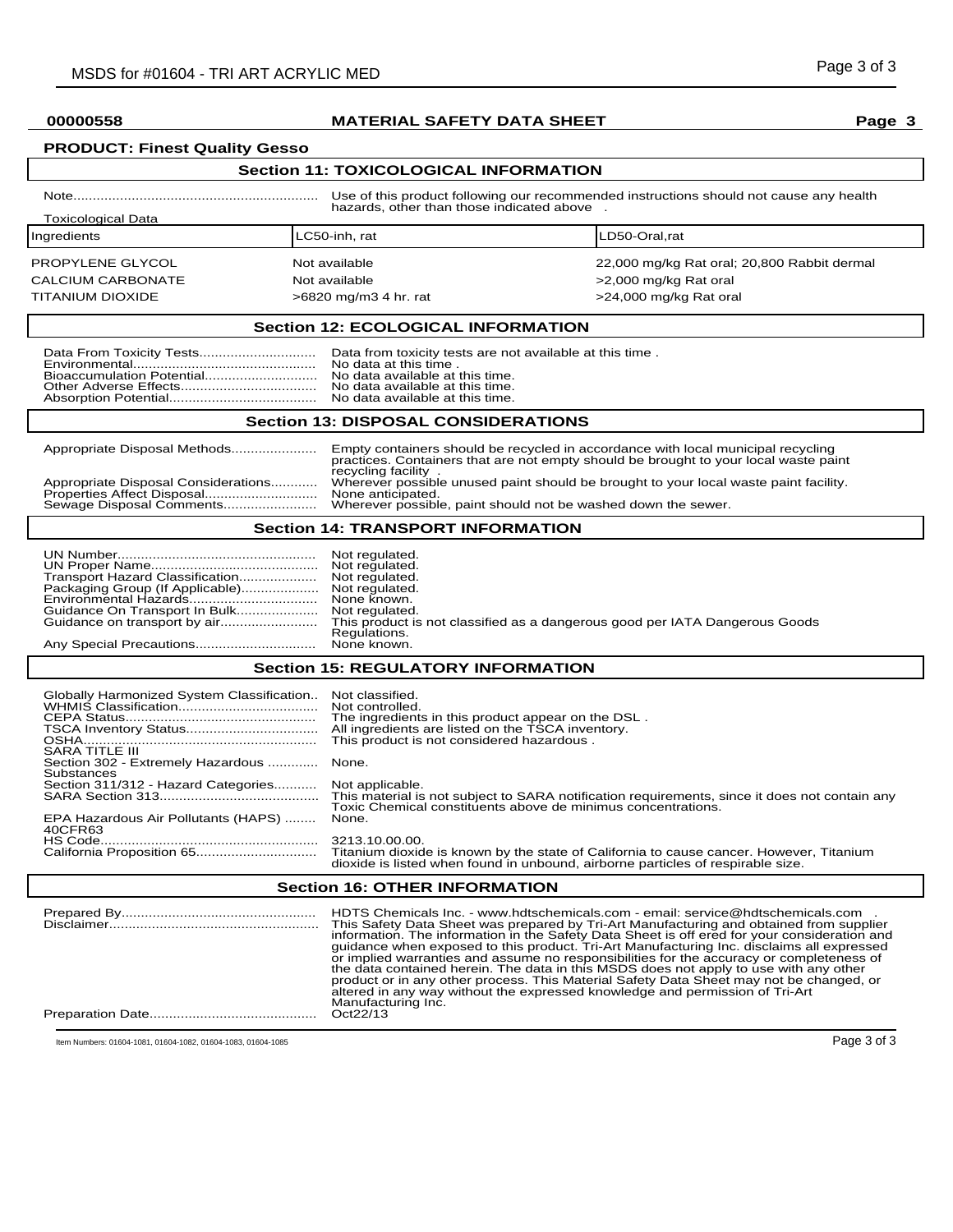**00000558** **MATERIAL SAFETY DATA SHEET** **Page 3**

**PRODUCT: Finest Quality Gesso**

## Section 11: TOXICOLOGICAL INFORMATION

Note.............................................................. Use of this product following our recommended instructions should not cause any health hazards, other than those indicated above .

Toxicological Data

| Ingredients | LC50-inh, rat | LD50-Oral,rat |
|---|---|---|
| PROPYLENE GLYCOL | Not available | 22,000 mg/kg Rat oral; 20,800 Rabbit dermal |
| CALCIUM CARBONATE | Not available | >2,000 mg/kg Rat oral |
| TITANIUM DIOXIDE | >6820 mg/m3 4 hr. rat | >24,000 mg/kg Rat oral |

## Section 12: ECOLOGICAL INFORMATION

Data From Toxicity Tests.............................. Data from toxicity tests are not available at this time .
Environmental.............................................. No data at this time .
Bioaccumulation Potential............................ No data available at this time.
Other Adverse Effects.................................. No data available at this time.
Absorption Potential..................................... No data available at this time.

## Section 13: DISPOSAL CONSIDERATIONS

Appropriate Disposal Methods...................... Empty containers should be recycled in accordance with local municipal recycling practices. Containers that are not empty should be brought to your local waste paint recycling facility .
Appropriate Disposal Considerations............ Wherever possible unused paint should be brought to your local waste paint facility.
Properties Affect Disposal............................ None anticipated.
Sewage Disposal Comments....................... Wherever possible, paint should not be washed down the sewer.

## Section 14: TRANSPORT INFORMATION

UN Number.................................................. Not regulated.
UN Proper Name.......................................... Not regulated.
Transport Hazard Classification................... Not regulated.
Packaging Group (If Applicable).................... Not regulated.
Environmental Hazards................................ None known.
Guidance On Transport In Bulk.................... Not regulated.
Guidance on transport by air......................... This product is not classified as a dangerous good per IATA Dangerous Goods Regulations.
Any Special Precautions.............................. None known.

## Section 15: REGULATORY INFORMATION

Globally Harmonized System Classification.. Not classified.
WHMIS Classification.................................. Not controlled.
CEPA Status................................................ The ingredients in this product appear on the DSL .
TSCA Inventory Status................................. All ingredients are listed on the TSCA inventory.
OSHA........................................................... This product is not considered hazardous .
SARA TITLE III
Section 302 - Extremely Hazardous ............ Substances None.
Section 311/312 - Hazard Categories........... Not applicable.
SARA Section 313........................................ This material is not subject to SARA notification requirements, since it does not contain any Toxic Chemical constituents above de minimus concentrations.
EPA Hazardous Air Pollutants (HAPS) ........ 40CFR63 None.
HS Code....................................................... 3213.10.00.00.
California Proposition 65.............................. Titanium dioxide is known by the state of California to cause cancer. However, Titanium dioxide is listed when found in unbound, airborne particles of respirable size.

## Section 16: OTHER INFORMATION

Prepared By.................................................. HDTS Chemicals Inc. - www.hdtschemicals.com - email: service@hdtschemicals.com .
Disclaimer..................................................... This Safety Data Sheet was prepared by Tri-Art Manufacturing and obtained from supplier information. The information in the Safety Data Sheet is off ered for your consideration and guidance when exposed to this product. Tri-Art Manufacturing Inc. disclaims all expressed or implied warranties and assume no responsibilities for the accuracy or completeness of the data contained herein. The data in this MSDS does not apply to use with any other product or in any other process. This Material Safety Data Sheet may not be changed, or altered in any way without the expressed knowledge and permission of Tri-Art Manufacturing Inc.
Preparation Date........................................... Oct22/13

Item Numbers: 01604-1081, 01604-1082, 01604-1083, 01604-1085